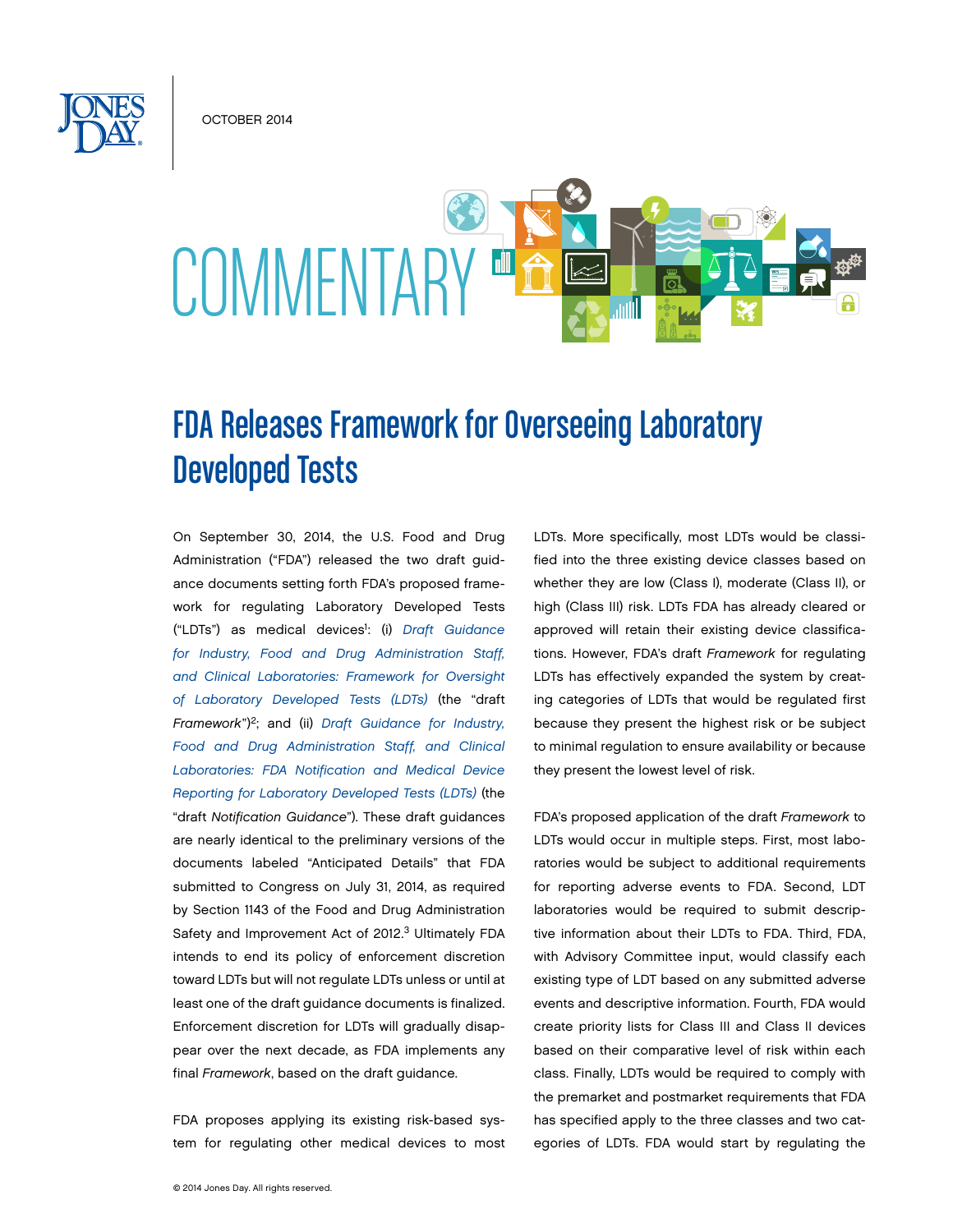OCTOBER 2014

# COMMENTARY

## FDA Releases Framework for Overseeing Laboratory Developed Tests

On September 30, 2014, the U.S. Food and Drug Administration ("FDA") released the two draft guidance documents setting forth FDA's proposed framework for regulating Laboratory Developed Tests ("LDTs") as medical devices[1]: (i) *Draft Guidance for Industry, Food and Drug Administration Staff, and Clinical Laboratories: Framework for Oversight of Laboratory Developed Tests (LDTs)* (the "draft *Framework*")[2]; and (ii) *Draft Guidance for Industry, Food and Drug Administration Staff, and Clinical Laboratories: FDA Notification and Medical Device Reporting for Laboratory Developed Tests (LDTs)* (the "draft *Notification Guidance*"). These draft guidances are nearly identical to the preliminary versions of the documents labeled "Anticipated Details" that FDA submitted to Congress on July 31, 2014, as required by Section 1143 of the Food and Drug Administration Safety and Improvement Act of 2012.[3] Ultimately FDA intends to end its policy of enforcement discretion toward LDTs but will not regulate LDTs unless or until at least one of the draft guidance documents is finalized. Enforcement discretion for LDTs will gradually disappear over the next decade, as FDA implements any final *Framework*, based on the draft guidance.

FDA proposes applying its existing risk-based system for regulating other medical devices to most LDTs. More specifically, most LDTs would be classified into the three existing device classes based on whether they are low (Class I), moderate (Class II), or high (Class III) risk. LDTs FDA has already cleared or approved will retain their existing device classifications. However, FDA's draft *Framework* for regulating LDTs has effectively expanded the system by creating categories of LDTs that would be regulated first because they present the highest risk or be subject to minimal regulation to ensure availability or because they present the lowest level of risk.

FDA's proposed application of the draft *Framework* to LDTs would occur in multiple steps. First, most laboratories would be subject to additional requirements for reporting adverse events to FDA. Second, LDT laboratories would be required to submit descriptive information about their LDTs to FDA. Third, FDA, with Advisory Committee input, would classify each existing type of LDT based on any submitted adverse events and descriptive information. Fourth, FDA would create priority lists for Class III and Class II devices based on their comparative level of risk within each class. Finally, LDTs would be required to comply with the premarket and postmarket requirements that FDA has specified apply to the three classes and two categories of LDTs. FDA would start by regulating the

© 2014 Jones Day. All rights reserved.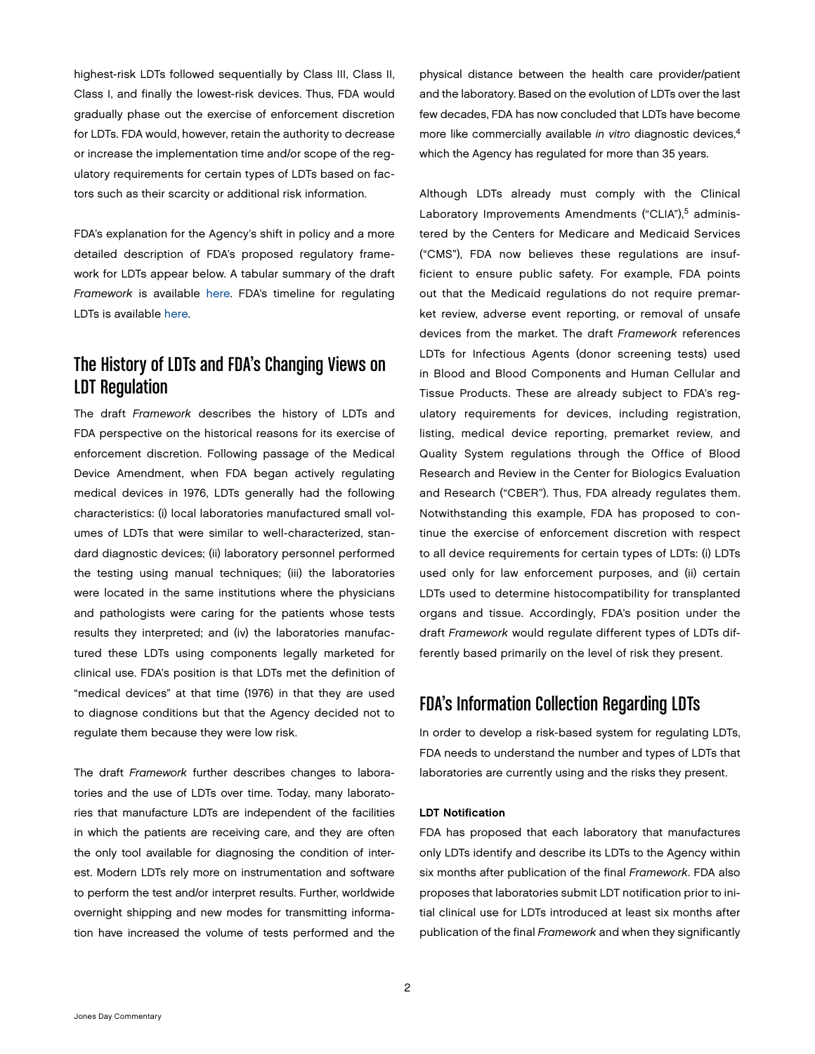highest-risk LDTs followed sequentially by Class III, Class II, Class I, and finally the lowest-risk devices. Thus, FDA would gradually phase out the exercise of enforcement discretion for LDTs. FDA would, however, retain the authority to decrease or increase the implementation time and/or scope of the regulatory requirements for certain types of LDTs based on factors such as their scarcity or additional risk information.

FDA's explanation for the Agency's shift in policy and a more detailed description of FDA's proposed regulatory framework for LDTs appear below. A tabular summary of the draft *Framework* is available here. FDA's timeline for regulating LDTs is available here.

## The History of LDTs and FDA's Changing Views on LDT Regulation

The draft *Framework* describes the history of LDTs and FDA perspective on the historical reasons for its exercise of enforcement discretion. Following passage of the Medical Device Amendment, when FDA began actively regulating medical devices in 1976, LDTs generally had the following characteristics: (i) local laboratories manufactured small volumes of LDTs that were similar to well-characterized, standard diagnostic devices; (ii) laboratory personnel performed the testing using manual techniques; (iii) the laboratories were located in the same institutions where the physicians and pathologists were caring for the patients whose tests results they interpreted; and (iv) the laboratories manufactured these LDTs using components legally marketed for clinical use. FDA's position is that LDTs met the definition of "medical devices" at that time (1976) in that they are used to diagnose conditions but that the Agency decided not to regulate them because they were low risk.

The draft *Framework* further describes changes to laboratories and the use of LDTs over time. Today, many laboratories that manufacture LDTs are independent of the facilities in which the patients are receiving care, and they are often the only tool available for diagnosing the condition of interest. Modern LDTs rely more on instrumentation and software to perform the test and/or interpret results. Further, worldwide overnight shipping and new modes for transmitting information have increased the volume of tests performed and the physical distance between the health care provider/patient and the laboratory. Based on the evolution of LDTs over the last few decades, FDA has now concluded that LDTs have become more like commercially available *in vitro* diagnostic devices,[4] which the Agency has regulated for more than 35 years.

Although LDTs already must comply with the Clinical Laboratory Improvements Amendments ("CLIA"),[5] administered by the Centers for Medicare and Medicaid Services ("CMS"), FDA now believes these regulations are insufficient to ensure public safety. For example, FDA points out that the Medicaid regulations do not require premarket review, adverse event reporting, or removal of unsafe devices from the market. The draft *Framework* references LDTs for Infectious Agents (donor screening tests) used in Blood and Blood Components and Human Cellular and Tissue Products. These are already subject to FDA's regulatory requirements for devices, including registration, listing, medical device reporting, premarket review, and Quality System regulations through the Office of Blood Research and Review in the Center for Biologics Evaluation and Research ("CBER"). Thus, FDA already regulates them. Notwithstanding this example, FDA has proposed to continue the exercise of enforcement discretion with respect to all device requirements for certain types of LDTs: (i) LDTs used only for law enforcement purposes, and (ii) certain LDTs used to determine histocompatibility for transplanted organs and tissue. Accordingly, FDA's position under the draft *Framework* would regulate different types of LDTs differently based primarily on the level of risk they present.

## FDA's Information Collection Regarding LDTs

In order to develop a risk-based system for regulating LDTs, FDA needs to understand the number and types of LDTs that laboratories are currently using and the risks they present.

**LDT Notification**

FDA has proposed that each laboratory that manufactures only LDTs identify and describe its LDTs to the Agency within six months after publication of the final *Framework*. FDA also proposes that laboratories submit LDT notification prior to initial clinical use for LDTs introduced at least six months after publication of the final *Framework* and when they significantly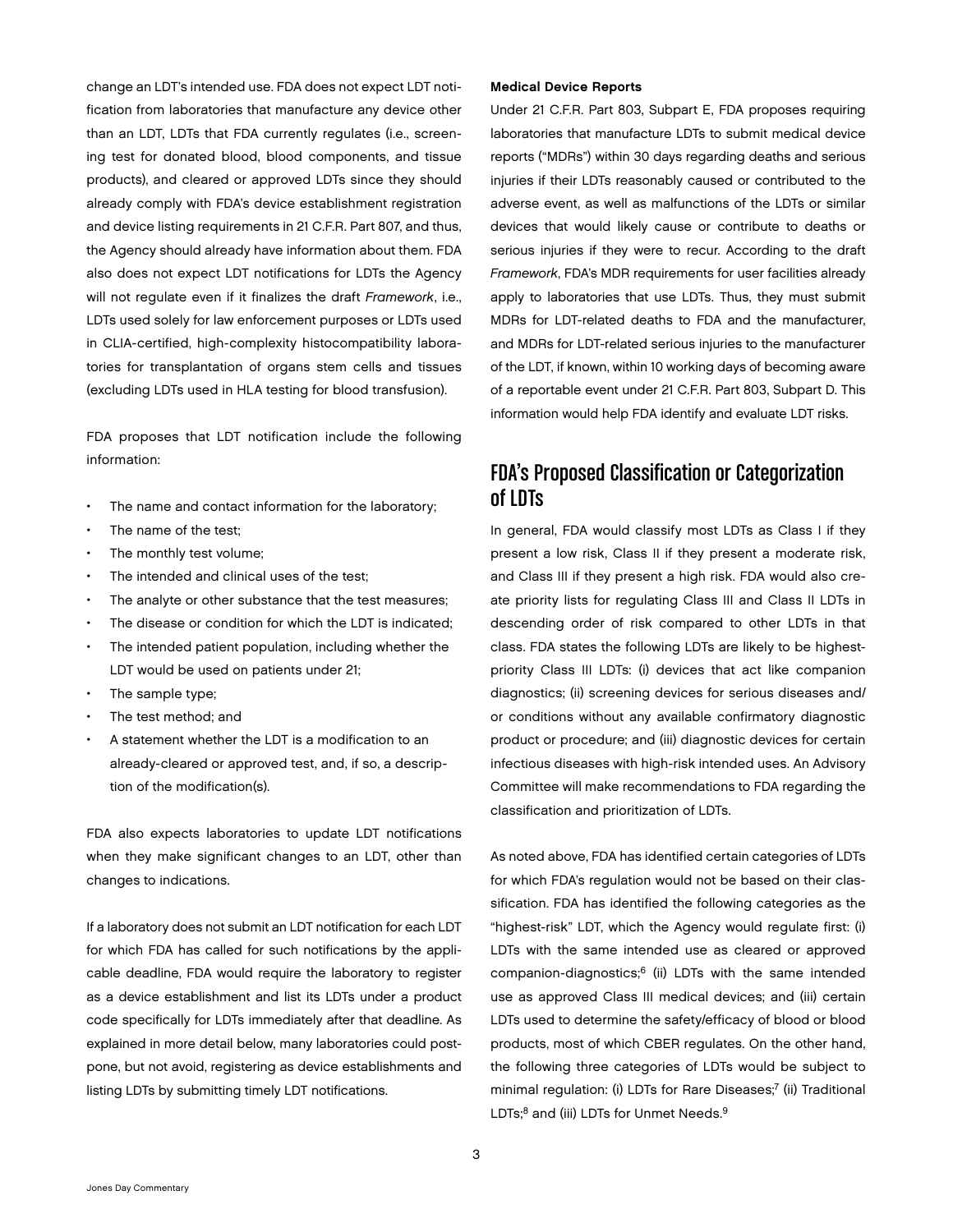change an LDT's intended use. FDA does not expect LDT notification from laboratories that manufacture any device other than an LDT, LDTs that FDA currently regulates (i.e., screening test for donated blood, blood components, and tissue products), and cleared or approved LDTs since they should already comply with FDA's device establishment registration and device listing requirements in 21 C.F.R. Part 807, and thus, the Agency should already have information about them. FDA also does not expect LDT notifications for LDTs the Agency will not regulate even if it finalizes the draft *Framework*, i.e., LDTs used solely for law enforcement purposes or LDTs used in CLIA-certified, high-complexity histocompatibility laboratories for transplantation of organs stem cells and tissues (excluding LDTs used in HLA testing for blood transfusion).

FDA proposes that LDT notification include the following information:

- The name and contact information for the laboratory;
- The name of the test;
- The monthly test volume;
- The intended and clinical uses of the test;
- The analyte or other substance that the test measures;
- The disease or condition for which the LDT is indicated;
- The intended patient population, including whether the LDT would be used on patients under 21;
- The sample type;
- The test method; and
- A statement whether the LDT is a modification to an already-cleared or approved test, and, if so, a description of the modification(s).

FDA also expects laboratories to update LDT notifications when they make significant changes to an LDT, other than changes to indications.

If a laboratory does not submit an LDT notification for each LDT for which FDA has called for such notifications by the applicable deadline, FDA would require the laboratory to register as a device establishment and list its LDTs under a product code specifically for LDTs immediately after that deadline. As explained in more detail below, many laboratories could postpone, but not avoid, registering as device establishments and listing LDTs by submitting timely LDT notifications.

**Medical Device Reports**

Under 21 C.F.R. Part 803, Subpart E, FDA proposes requiring laboratories that manufacture LDTs to submit medical device reports ("MDRs") within 30 days regarding deaths and serious injuries if their LDTs reasonably caused or contributed to the adverse event, as well as malfunctions of the LDTs or similar devices that would likely cause or contribute to deaths or serious injuries if they were to recur. According to the draft *Framework*, FDA's MDR requirements for user facilities already apply to laboratories that use LDTs. Thus, they must submit MDRs for LDT-related deaths to FDA and the manufacturer, and MDRs for LDT-related serious injuries to the manufacturer of the LDT, if known, within 10 working days of becoming aware of a reportable event under 21 C.F.R. Part 803, Subpart D. This information would help FDA identify and evaluate LDT risks.

## FDA's Proposed Classification or Categorization of LDTs

In general, FDA would classify most LDTs as Class I if they present a low risk, Class II if they present a moderate risk, and Class III if they present a high risk. FDA would also create priority lists for regulating Class III and Class II LDTs in descending order of risk compared to other LDTs in that class. FDA states the following LDTs are likely to be highest-priority Class III LDTs: (i) devices that act like companion diagnostics; (ii) screening devices for serious diseases and/or conditions without any available confirmatory diagnostic product or procedure; and (iii) diagnostic devices for certain infectious diseases with high-risk intended uses. An Advisory Committee will make recommendations to FDA regarding the classification and prioritization of LDTs.

As noted above, FDA has identified certain categories of LDTs for which FDA's regulation would not be based on their classification. FDA has identified the following categories as the "highest-risk" LDT, which the Agency would regulate first: (i) LDTs with the same intended use as cleared or approved companion-diagnostics;[6] (ii) LDTs with the same intended use as approved Class III medical devices; and (iii) certain LDTs used to determine the safety/efficacy of blood or blood products, most of which CBER regulates. On the other hand, the following three categories of LDTs would be subject to minimal regulation: (i) LDTs for Rare Diseases;[7] (ii) Traditional LDTs;[8] and (iii) LDTs for Unmet Needs.[9]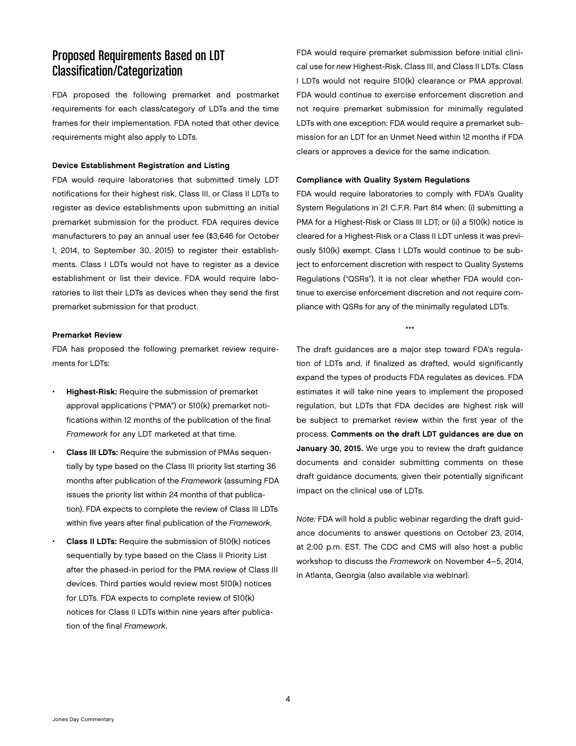## Proposed Requirements Based on LDT Classification/Categorization

FDA proposed the following premarket and postmarket requirements for each class/category of LDTs and the time frames for their implementation. FDA noted that other device requirements might also apply to LDTs.

**Device Establishment Registration and Listing**

FDA would require laboratories that submitted timely LDT notifications for their highest risk, Class III, or Class II LDTs to register as device establishments upon submitting an initial premarket submission for the product. FDA requires device manufacturers to pay an annual user fee ($3,646 for October 1, 2014, to September 30, 2015) to register their establishments. Class I LDTs would not have to register as a device establishment or list their device. FDA would require laboratories to list their LDTs as devices when they send the first premarket submission for that product.

**Premarket Review**

FDA has proposed the following premarket review requirements for LDTs:

- **Highest-Risk:** Require the submission of premarket approval applications ("PMA") or 510(k) premarket notifications within 12 months of the publication of the final *Framework* for any LDT marketed at that time.
- **Class III LDTs:** Require the submission of PMAs sequentially by type based on the Class III priority list starting 36 months after publication of the *Framework* (assuming FDA issues the priority list within 24 months of that publication). FDA expects to complete the review of Class III LDTs within five years after final publication of the *Framework*.
- **Class II LDTs:** Require the submission of 510(k) notices sequentially by type based on the Class II Priority List after the phased-in period for the PMA review of Class III devices. Third parties would review most 510(k) notices for LDTs. FDA expects to complete review of 510(k) notices for Class II LDTs within nine years after publication of the final *Framework*.

FDA would require premarket submission before initial clinical use for *new* Highest-Risk, Class III, and Class II LDTs. Class I LDTs would not require 510(k) clearance or PMA approval. FDA would continue to exercise enforcement discretion and not require premarket submission for minimally regulated LDTs with one exception: FDA would require a premarket submission for an LDT for an Unmet Need within 12 months if FDA clears or approves a device for the same indication.

**Compliance with Quality System Regulations**

FDA would require laboratories to comply with FDA's Quality System Regulations in 21 C.F.R. Part 814 when: (i) submitting a PMA for a Highest-Risk or Class III LDT; or (ii) a 510(k) notice is cleared for a Highest-Risk or a Class II LDT unless it was previously 510(k) exempt. Class I LDTs would continue to be subject to enforcement discretion with respect to Quality Systems Regulations ("QSRs"). It is not clear whether FDA would continue to exercise enforcement discretion and not require compliance with QSRs for any of the minimally regulated LDTs.

***

The draft guidances are a major step toward FDA's regulation of LDTs and, if finalized as drafted, would significantly expand the types of products FDA regulates as devices. FDA estimates it will take nine years to implement the proposed regulation, but LDTs that FDA decides are highest risk will be subject to premarket review within the first year of the process. **Comments on the draft LDT guidances are due on January 30, 2015.** We urge you to review the draft guidance documents and consider submitting comments on these draft guidance documents, given their potentially significant impact on the clinical use of LDTs.

*Note:* FDA will hold a public webinar regarding the draft guidance documents to answer questions on October 23, 2014, at 2:00 p.m. EST. The CDC and CMS will also host a public workshop to discuss the *Framework* on November 4–5, 2014, in Atlanta, Georgia (also available via webinar).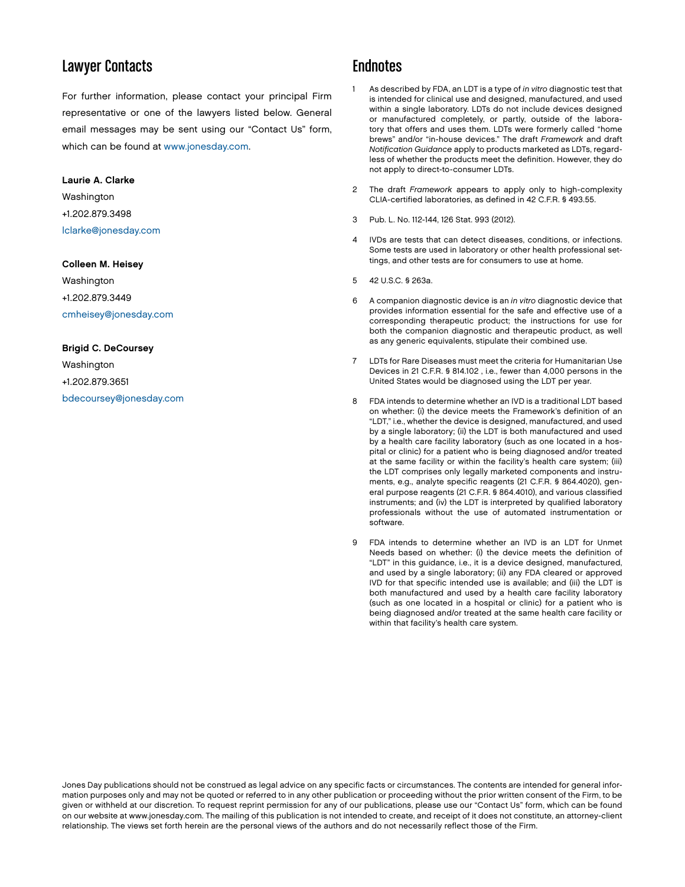## Lawyer Contacts

For further information, please contact your principal Firm representative or one of the lawyers listed below. General email messages may be sent using our "Contact Us" form, which can be found at www.jonesday.com.

**Laurie A. Clarke**
Washington
+1.202.879.3498
lclarke@jonesday.com

**Colleen M. Heisey**
Washington
+1.202.879.3449
cmheisey@jonesday.com

**Brigid C. DeCoursey**
Washington
+1.202.879.3651
bdecoursey@jonesday.com

## Endnotes

1 As described by FDA, an LDT is a type of *in vitro* diagnostic test that is intended for clinical use and designed, manufactured, and used within a single laboratory. LDTs do not include devices designed or manufactured completely, or partly, outside of the laboratory that offers and uses them. LDTs were formerly called "home brews" and/or "in-house devices." The draft *Framework* and draft *Notification Guidance* apply to products marketed as LDTs, regardless of whether the products meet the definition. However, they do not apply to direct-to-consumer LDTs.

2 The draft *Framework* appears to apply only to high-complexity CLIA-certified laboratories, as defined in 42 C.F.R. § 493.55.

3 Pub. L. No. 112-144, 126 Stat. 993 (2012).

4 IVDs are tests that can detect diseases, conditions, or infections. Some tests are used in laboratory or other health professional settings, and other tests are for consumers to use at home.

5 42 U.S.C. § 263a.

6 A companion diagnostic device is an *in vitro* diagnostic device that provides information essential for the safe and effective use of a corresponding therapeutic product; the instructions for use for both the companion diagnostic and therapeutic product, as well as any generic equivalents, stipulate their combined use.

7 LDTs for Rare Diseases must meet the criteria for Humanitarian Use Devices in 21 C.F.R. § 814.102 , i.e., fewer than 4,000 persons in the United States would be diagnosed using the LDT per year.

8 FDA intends to determine whether an IVD is a traditional LDT based on whether: (i) the device meets the Framework's definition of an "LDT," i.e., whether the device is designed, manufactured, and used by a single laboratory; (ii) the LDT is both manufactured and used by a health care facility laboratory (such as one located in a hospital or clinic) for a patient who is being diagnosed and/or treated at the same facility or within the facility's health care system; (iii) the LDT comprises only legally marketed components and instruments, e.g., analyte specific reagents (21 C.F.R. § 864.4020), general purpose reagents (21 C.F.R. § 864.4010), and various classified instruments; and (iv) the LDT is interpreted by qualified laboratory professionals without the use of automated instrumentation or software.

9 FDA intends to determine whether an IVD is an LDT for Unmet Needs based on whether: (i) the device meets the definition of "LDT" in this guidance, i.e., it is a device designed, manufactured, and used by a single laboratory; (ii) any FDA cleared or approved IVD for that specific intended use is available; and (iii) the LDT is both manufactured and used by a health care facility laboratory (such as one located in a hospital or clinic) for a patient who is being diagnosed and/or treated at the same health care facility or within that facility's health care system.

Jones Day publications should not be construed as legal advice on any specific facts or circumstances. The contents are intended for general information purposes only and may not be quoted or referred to in any other publication or proceeding without the prior written consent of the Firm, to be given or withheld at our discretion. To request reprint permission for any of our publications, please use our "Contact Us" form, which can be found on our website at www.jonesday.com. The mailing of this publication is not intended to create, and receipt of it does not constitute, an attorney-client relationship. The views set forth herein are the personal views of the authors and do not necessarily reflect those of the Firm.